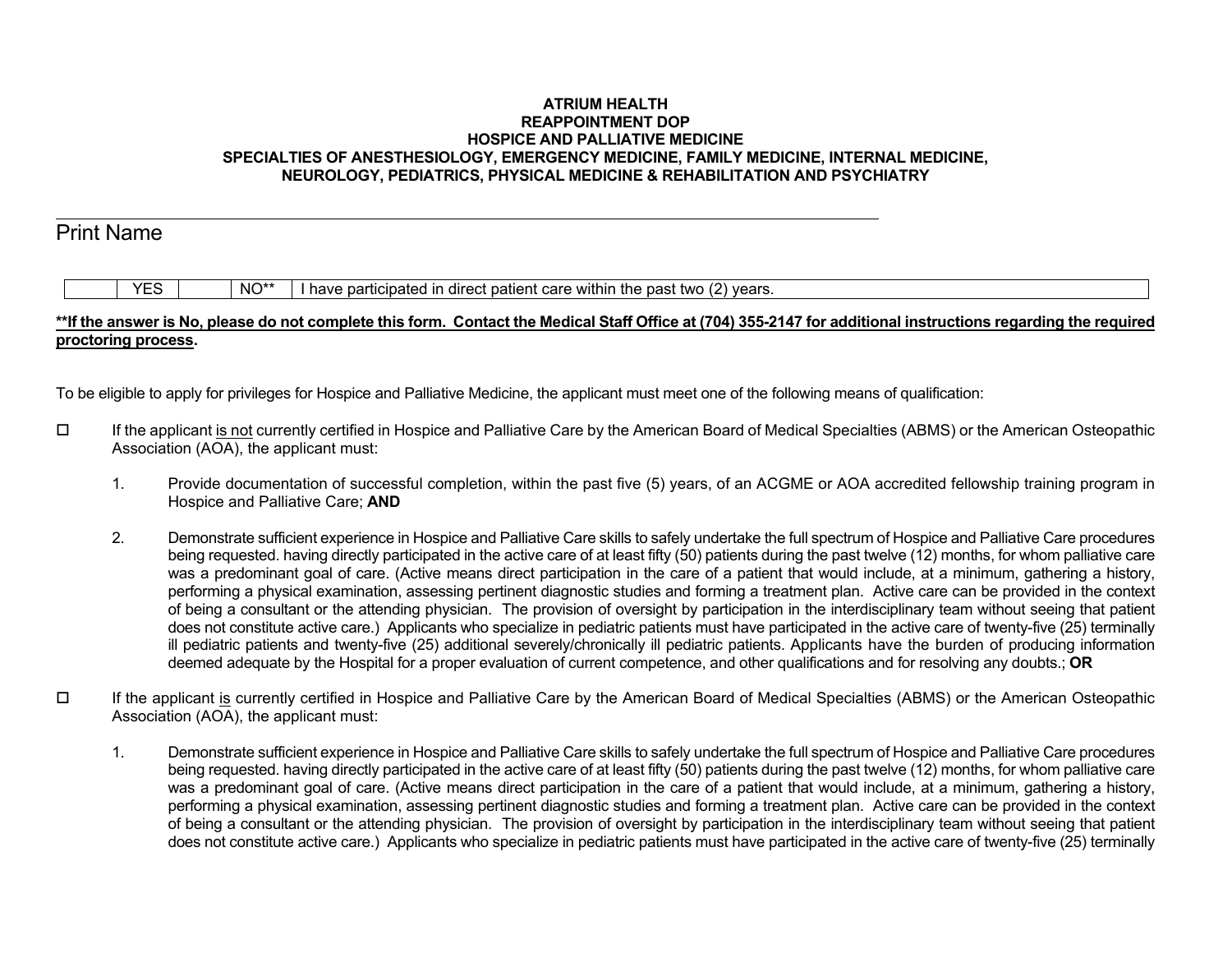**ATRIUM HEALTH**
**REAPPOINTMENT DOP**
**HOSPICE AND PALLIATIVE MEDICINE**
**SPECIALTIES OF ANESTHESIOLOGY, EMERGENCY MEDICINE, FAMILY MEDICINE, INTERNAL MEDICINE, NEUROLOGY, PEDIATRICS, PHYSICAL MEDICINE & REHABILITATION AND PSYCHIATRY**

______________________________________________________________________________

Print Name

| | YES | | NO** | I have participated in direct patient care within the past two (2) years. |
|---|---|---|---|---|

**<u>**If the answer is No, please do not complete this form. Contact the Medical Staff Office at (704) 355-2147 for additional instructions regarding the required proctoring process</u>.**

To be eligible to apply for privileges for Hospice and Palliative Medicine, the applicant must meet one of the following means of qualification:

☐ If the applicant <u>is not</u> currently certified in Hospice and Palliative Care by the American Board of Medical Specialties (ABMS) or the American Osteopathic Association (AOA), the applicant must:

1. Provide documentation of successful completion, within the past five (5) years, of an ACGME or AOA accredited fellowship training program in Hospice and Palliative Care; **AND**

2. Demonstrate sufficient experience in Hospice and Palliative Care skills to safely undertake the full spectrum of Hospice and Palliative Care procedures being requested. having directly participated in the active care of at least fifty (50) patients during the past twelve (12) months, for whom palliative care was a predominant goal of care. (Active means direct participation in the care of a patient that would include, at a minimum, gathering a history, performing a physical examination, assessing pertinent diagnostic studies and forming a treatment plan. Active care can be provided in the context of being a consultant or the attending physician. The provision of oversight by participation in the interdisciplinary team without seeing that patient does not constitute active care.) Applicants who specialize in pediatric patients must have participated in the active care of twenty-five (25) terminally ill pediatric patients and twenty-five (25) additional severely/chronically ill pediatric patients. Applicants have the burden of producing information deemed adequate by the Hospital for a proper evaluation of current competence, and other qualifications and for resolving any doubts.; **OR**

☐ If the applicant <u>is</u> currently certified in Hospice and Palliative Care by the American Board of Medical Specialties (ABMS) or the American Osteopathic Association (AOA), the applicant must:

1. Demonstrate sufficient experience in Hospice and Palliative Care skills to safely undertake the full spectrum of Hospice and Palliative Care procedures being requested. having directly participated in the active care of at least fifty (50) patients during the past twelve (12) months, for whom palliative care was a predominant goal of care. (Active means direct participation in the care of a patient that would include, at a minimum, gathering a history, performing a physical examination, assessing pertinent diagnostic studies and forming a treatment plan. Active care can be provided in the context of being a consultant or the attending physician. The provision of oversight by participation in the interdisciplinary team without seeing that patient does not constitute active care.) Applicants who specialize in pediatric patients must have participated in the active care of twenty-five (25) terminally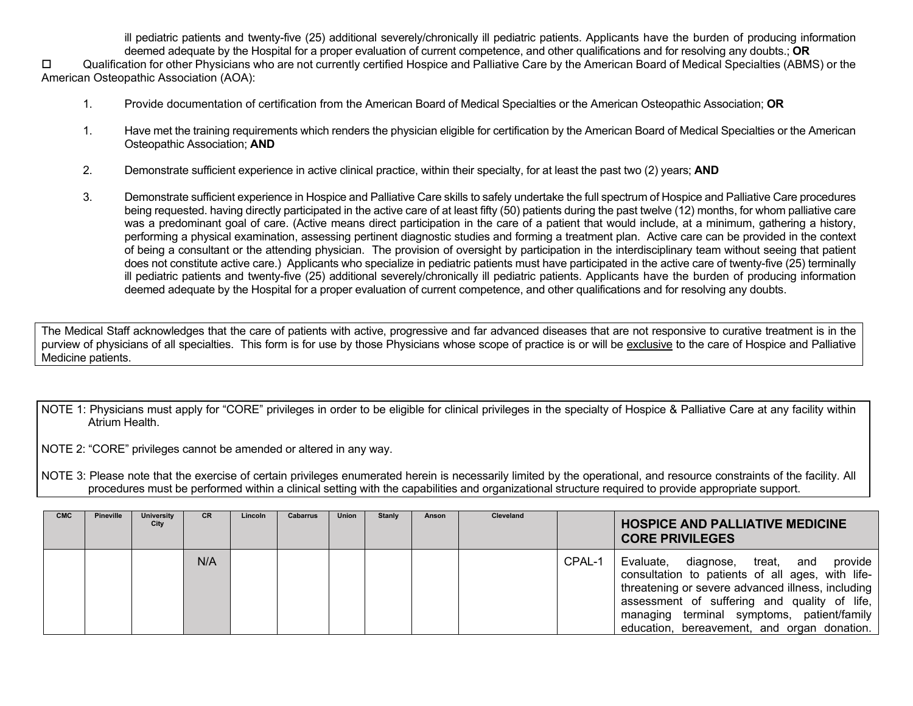ill pediatric patients and twenty-five (25) additional severely/chronically ill pediatric patients. Applicants have the burden of producing information deemed adequate by the Hospital for a proper evaluation of current competence, and other qualifications and for resolving any doubts.; **OR**

☐ Qualification for other Physicians who are not currently certified Hospice and Palliative Care by the American Board of Medical Specialties (ABMS) or the American Osteopathic Association (AOA):

1. Provide documentation of certification from the American Board of Medical Specialties or the American Osteopathic Association; **OR**

1. Have met the training requirements which renders the physician eligible for certification by the American Board of Medical Specialties or the American Osteopathic Association; **AND**

2. Demonstrate sufficient experience in active clinical practice, within their specialty, for at least the past two (2) years; **AND**

3. Demonstrate sufficient experience in Hospice and Palliative Care skills to safely undertake the full spectrum of Hospice and Palliative Care procedures being requested. having directly participated in the active care of at least fifty (50) patients during the past twelve (12) months, for whom palliative care was a predominant goal of care. (Active means direct participation in the care of a patient that would include, at a minimum, gathering a history, performing a physical examination, assessing pertinent diagnostic studies and forming a treatment plan. Active care can be provided in the context of being a consultant or the attending physician. The provision of oversight by participation in the interdisciplinary team without seeing that patient does not constitute active care.) Applicants who specialize in pediatric patients must have participated in the active care of twenty-five (25) terminally ill pediatric patients and twenty-five (25) additional severely/chronically ill pediatric patients. Applicants have the burden of producing information deemed adequate by the Hospital for a proper evaluation of current competence, and other qualifications and for resolving any doubts.

The Medical Staff acknowledges that the care of patients with active, progressive and far advanced diseases that are not responsive to curative treatment is in the purview of physicians of all specialties. This form is for use by those Physicians whose scope of practice is or will be exclusive to the care of Hospice and Palliative Medicine patients.

NOTE 1: Physicians must apply for "CORE" privileges in order to be eligible for clinical privileges in the specialty of Hospice & Palliative Care at any facility within Atrium Health.

NOTE 2: "CORE" privileges cannot be amended or altered in any way.

NOTE 3: Please note that the exercise of certain privileges enumerated herein is necessarily limited by the operational, and resource constraints of the facility. All procedures must be performed within a clinical setting with the capabilities and organizational structure required to provide appropriate support.

| CMC | Pineville | University City | CR | Lincoln | Cabarrus | Union | Stanly | Anson | Cleveland | | **HOSPICE AND PALLIATIVE MEDICINE CORE PRIVILEGES** |
|---|---|---|---|---|---|---|---|---|---|---|---|
| | | | N/A | | | | | | | CPAL-1 | Evaluate, diagnose, treat, and provide consultation to patients of all ages, with life-threatening or severe advanced illness, including assessment of suffering and quality of life, managing terminal symptoms, patient/family education, bereavement, and organ donation. |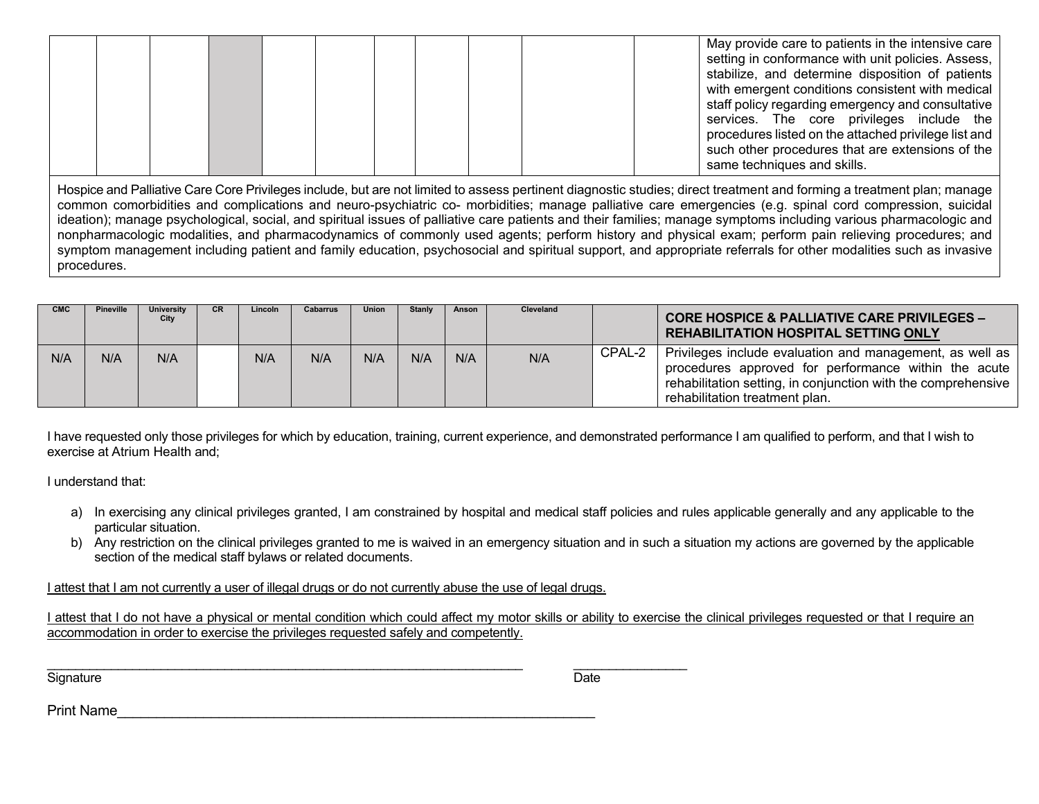| | | | | | | | | | | | |
|---|---|---|---|---|---|---|---|---|---|---|---|
| | | | | | | | | | | | May provide care to patients in the intensive care setting in conformance with unit policies. Assess, stabilize, and determine disposition of patients with emergent conditions consistent with medical staff policy regarding emergency and consultative services. The core privileges include the procedures listed on the attached privilege list and such other procedures that are extensions of the same techniques and skills. |
| Hospice and Palliative Care Core Privileges include, but are not limited to assess pertinent diagnostic studies; direct treatment and forming a treatment plan; manage common comorbidities and complications and neuro-psychiatric co- morbidities; manage palliative care emergencies (e.g. spinal cord compression, suicidal ideation); manage psychological, social, and spiritual issues of palliative care patients and their families; manage symptoms including various pharmacologic and nonpharmacologic modalities, and pharmacodynamics of commonly used agents; perform history and physical exam; perform pain relieving procedures; and symptom management including patient and family education, psychosocial and spiritual support, and appropriate referrals for other modalities such as invasive procedures. | | | | | | | | | | | |

| CMC | Pineville | University City | CR | Lincoln | Cabarrus | Union | Stanly | Anson | Cleveland | | **CORE HOSPICE & PALLIATIVE CARE PRIVILEGES – REHABILITATION HOSPITAL SETTING ONLY** |
|---|---|---|---|---|---|---|---|---|---|---|---|
| N/A | N/A | N/A | | N/A | N/A | N/A | N/A | N/A | N/A | CPAL-2 | Privileges include evaluation and management, as well as procedures approved for performance within the acute rehabilitation setting, in conjunction with the comprehensive rehabilitation treatment plan. |

I have requested only those privileges for which by education, training, current experience, and demonstrated performance I am qualified to perform, and that I wish to exercise at Atrium Health and;

I understand that:

a) In exercising any clinical privileges granted, I am constrained by hospital and medical staff policies and rules applicable generally and any applicable to the particular situation.
b) Any restriction on the clinical privileges granted to me is waived in an emergency situation and in such a situation my actions are governed by the applicable section of the medical staff bylaws or related documents.

<u>I attest that I am not currently a user of illegal drugs or do not currently abuse the use of legal drugs.</u>

<u>I attest that I do not have a physical or mental condition which could affect my motor skills or ability to exercise the clinical privileges requested or that I require an accommodation in order to exercise the privileges requested safely and competently.</u>

_________________________________________________________________ _______________
Signature Date

Print Name_________________________________________________________________